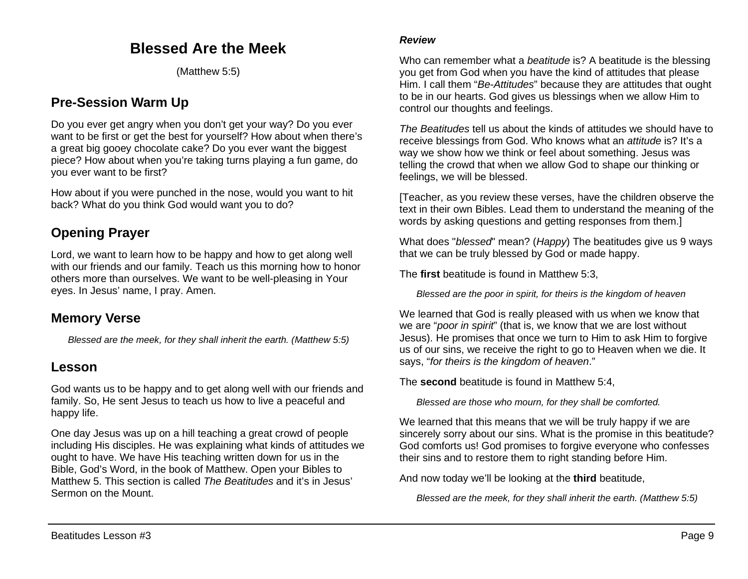# Blessed Are the Meek

(Matthew 5:5)

## Pre-Session Warm Up

Do you ever get angry when you don't get your way? Do you ever want to be first or get the best for yourself? How about when there's a great big gooey chocolate cake? Do you ever want the biggest piece? How about when you're taking turns playing a fun game, do you ever want to be first?

How about if you were punched in the nose, would you want to hit back? What do you think God would want you to do?

## Opening Prayer

Lord, we want to learn how to be happy and how to get along well with our friends and our family. Teach us this morning how to honor others more than ourselves. We want to be well-pleasing in Your eyes. In Jesus' name, I pray. Amen.

## Memory Verse

> *Blessed are the meek, for they shall inherit the earth. (Matthew 5:5)*

## Lesson

God wants us to be happy and to get along well with our friends and family. So, He sent Jesus to teach us how to live a peaceful and happy life.

One day Jesus was up on a hill teaching a great crowd of people including His disciples. He was explaining what kinds of attitudes we ought to have. We have His teaching written down for us in the Bible, God's Word, in the book of Matthew. Open your Bibles to Matthew 5. This section is called *The Beatitudes* and it's in Jesus' Sermon on the Mount.

### *Review*

Who can remember what a *beatitude* is? A beatitude is the blessing you get from God when you have the kind of attitudes that please Him. I call them "*Be-Attitudes*" because they are attitudes that ought to be in our hearts. God gives us blessings when we allow Him to control our thoughts and feelings.

*The Beatitudes* tell us about the kinds of attitudes we should have to receive blessings from God. Who knows what an *attitude* is? It's a way we show how we think or feel about something. Jesus was telling the crowd that when we allow God to shape our thinking or feelings, we will be blessed.

[Teacher, as you review these verses, have the children observe the text in their own Bibles. Lead them to understand the meaning of the words by asking questions and getting responses from them.]

What does "*blessed*" mean? (*Happy*) The beatitudes give us 9 ways that we can be truly blessed by God or made happy.

The **first** beatitude is found in Matthew 5:3,

> *Blessed are the poor in spirit, for theirs is the kingdom of heaven*

We learned that God is really pleased with us when we know that we are "*poor in spirit*" (that is, we know that we are lost without Jesus). He promises that once we turn to Him to ask Him to forgive us of our sins, we receive the right to go to Heaven when we die. It says, "*for theirs is the kingdom of heaven*."

The **second** beatitude is found in Matthew 5:4,

> *Blessed are those who mourn, for they shall be comforted.*

We learned that this means that we will be truly happy if we are sincerely sorry about our sins. What is the promise in this beatitude? God comforts us! God promises to forgive everyone who confesses their sins and to restore them to right standing before Him.

And now today we'll be looking at the **third** beatitude,

> *Blessed are the meek, for they shall inherit the earth. (Matthew 5:5)*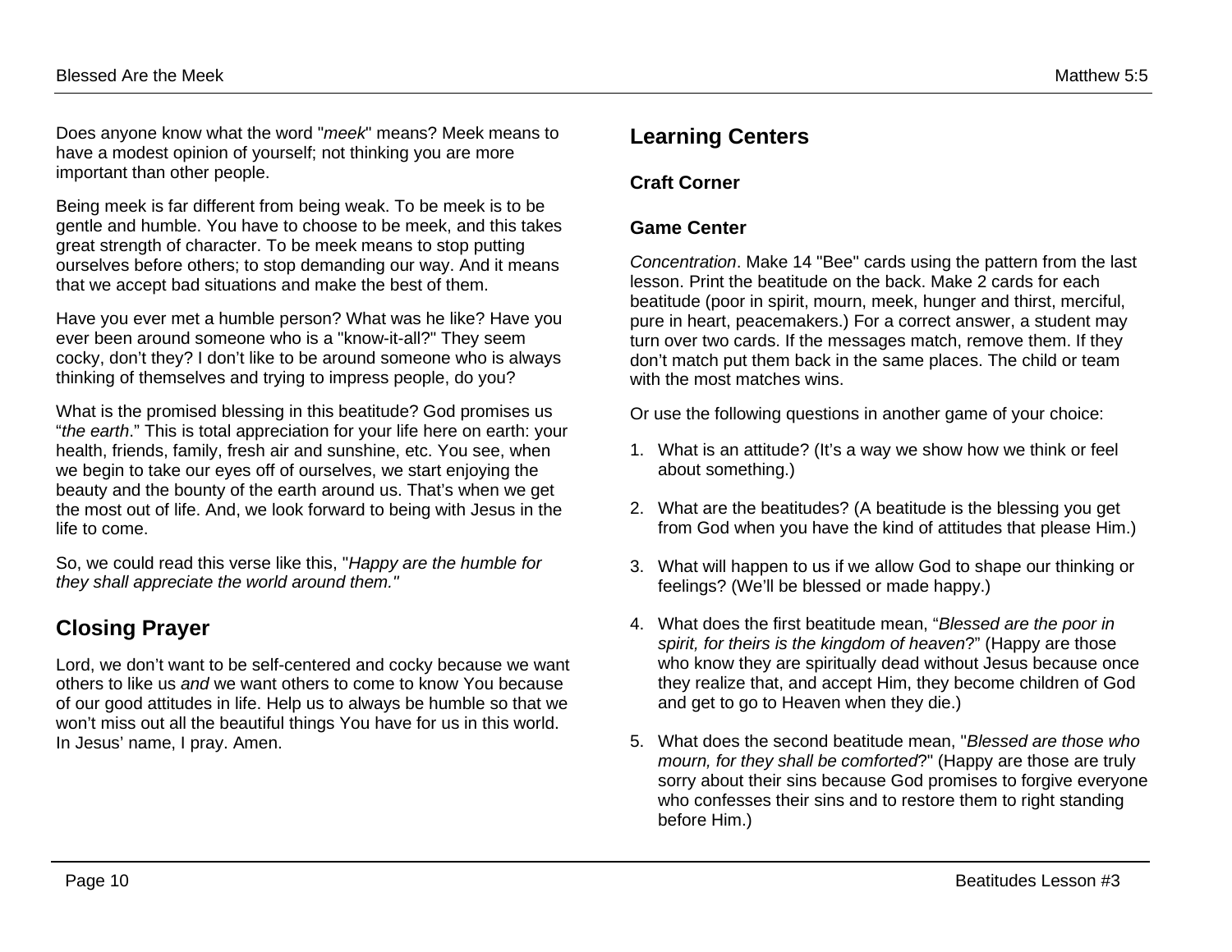Does anyone know what the word "*meek*" means? Meek means to have a modest opinion of yourself; not thinking you are more important than other people.

Being meek is far different from being weak. To be meek is to be gentle and humble. You have to choose to be meek, and this takes great strength of character. To be meek means to stop putting ourselves before others; to stop demanding our way. And it means that we accept bad situations and make the best of them.

Have you ever met a humble person? What was he like? Have you ever been around someone who is a "know-it-all?" They seem cocky, don't they? I don't like to be around someone who is always thinking of themselves and trying to impress people, do you?

What is the promised blessing in this beatitude? God promises us "*the earth*." This is total appreciation for your life here on earth: your health, friends, family, fresh air and sunshine, etc. You see, when we begin to take our eyes off of ourselves, we start enjoying the beauty and the bounty of the earth around us. That's when we get the most out of life. And, we look forward to being with Jesus in the life to come.

So, we could read this verse like this, "*Happy are the humble for they shall appreciate the world around them."*

## Closing Prayer

Lord, we don't want to be self-centered and cocky because we want others to like us *and* we want others to come to know You because of our good attitudes in life. Help us to always be humble so that we won't miss out all the beautiful things You have for us in this world. In Jesus' name, I pray. Amen.

## Learning Centers

### Craft Corner

### Game Center

*Concentration*. Make 14 "Bee" cards using the pattern from the last lesson. Print the beatitude on the back. Make 2 cards for each beatitude (poor in spirit, mourn, meek, hunger and thirst, merciful, pure in heart, peacemakers.) For a correct answer, a student may turn over two cards. If the messages match, remove them. If they don't match put them back in the same places. The child or team with the most matches wins.

Or use the following questions in another game of your choice:

1. What is an attitude? (It's a way we show how we think or feel about something.)
2. What are the beatitudes? (A beatitude is the blessing you get from God when you have the kind of attitudes that please Him.)
3. What will happen to us if we allow God to shape our thinking or feelings? (We'll be blessed or made happy.)
4. What does the first beatitude mean, "*Blessed are the poor in spirit, for theirs is the kingdom of heaven*?" (Happy are those who know they are spiritually dead without Jesus because once they realize that, and accept Him, they become children of God and get to go to Heaven when they die.)
5. What does the second beatitude mean, "*Blessed are those who mourn, for they shall be comforted*?" (Happy are those are truly sorry about their sins because God promises to forgive everyone who confesses their sins and to restore them to right standing before Him.)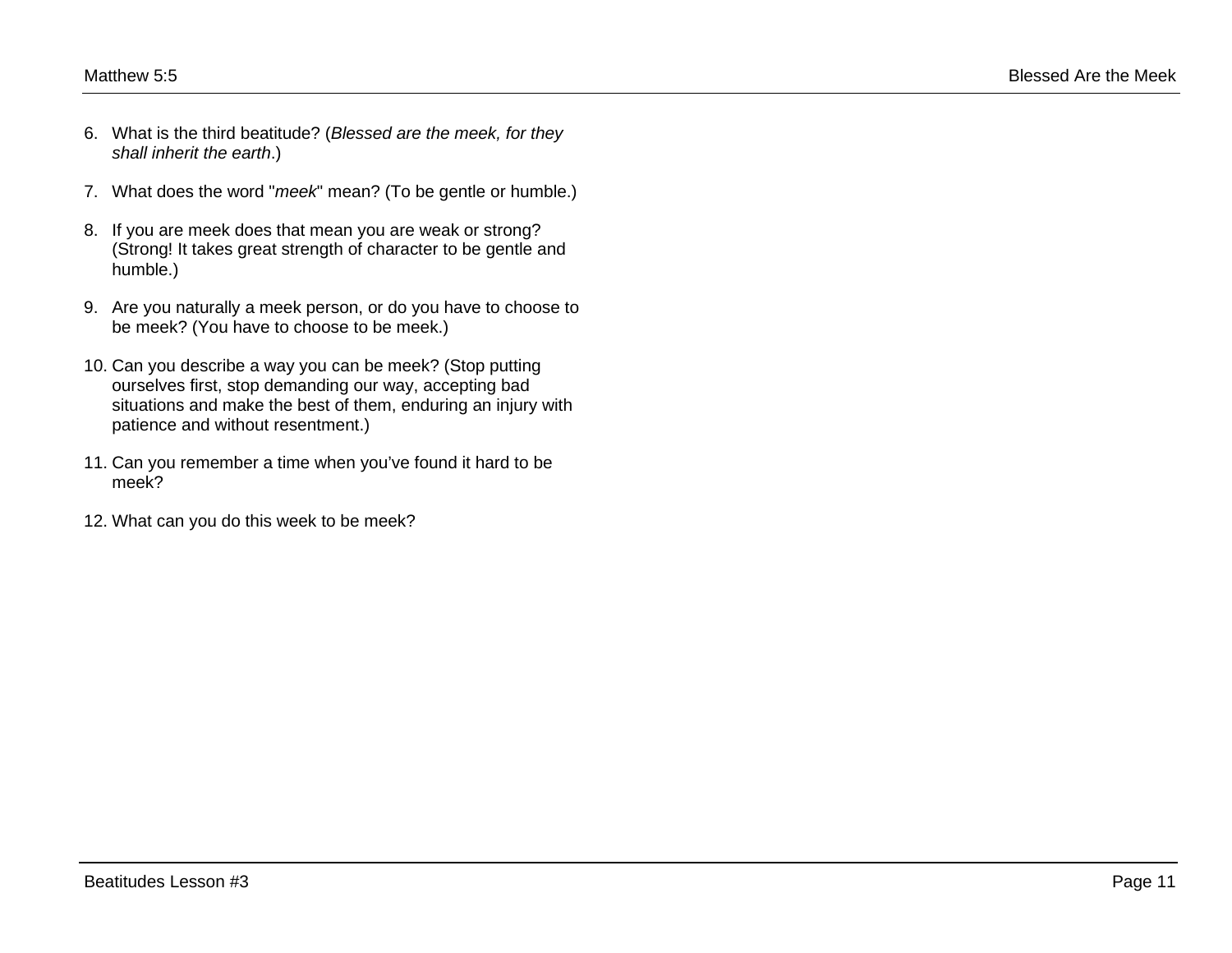6. What is the third beatitude? (*Blessed are the meek, for they shall inherit the earth*.)

7. What does the word "*meek*" mean? (To be gentle or humble.)

8. If you are meek does that mean you are weak or strong? (Strong! It takes great strength of character to be gentle and humble.)

9. Are you naturally a meek person, or do you have to choose to be meek? (You have to choose to be meek.)

10. Can you describe a way you can be meek? (Stop putting ourselves first, stop demanding our way, accepting bad situations and make the best of them, enduring an injury with patience and without resentment.)

11. Can you remember a time when you've found it hard to be meek?

12. What can you do this week to be meek?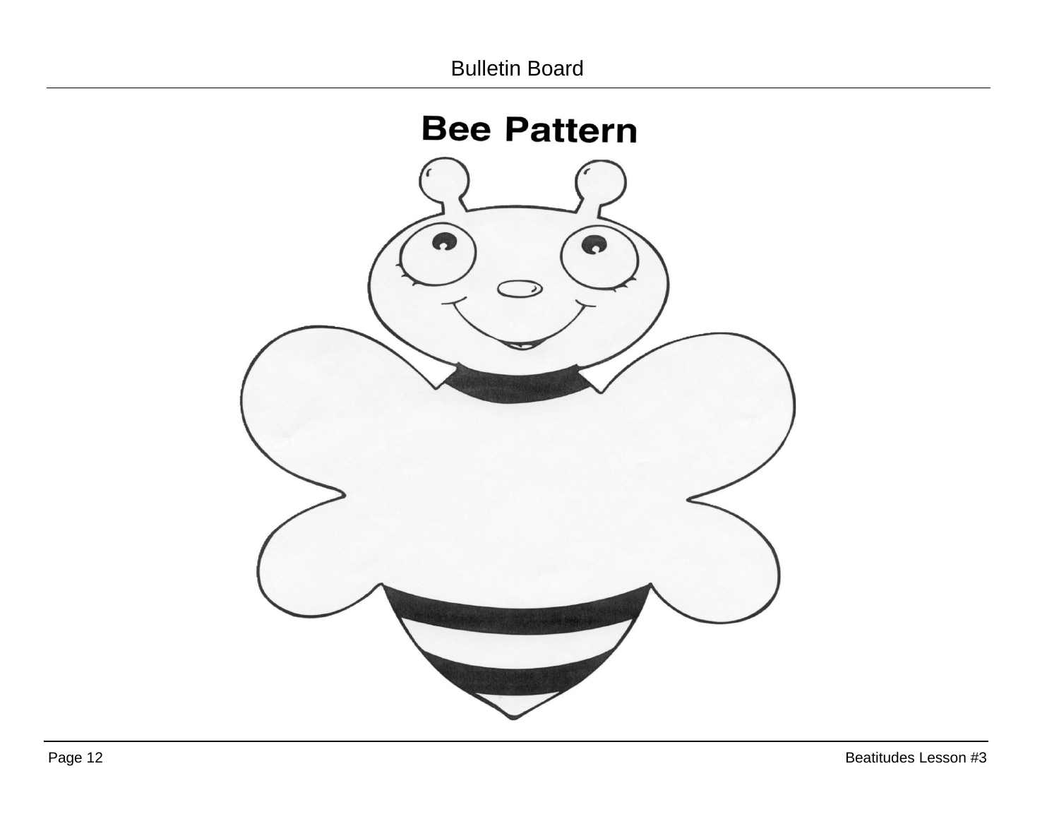# Bee Pattern